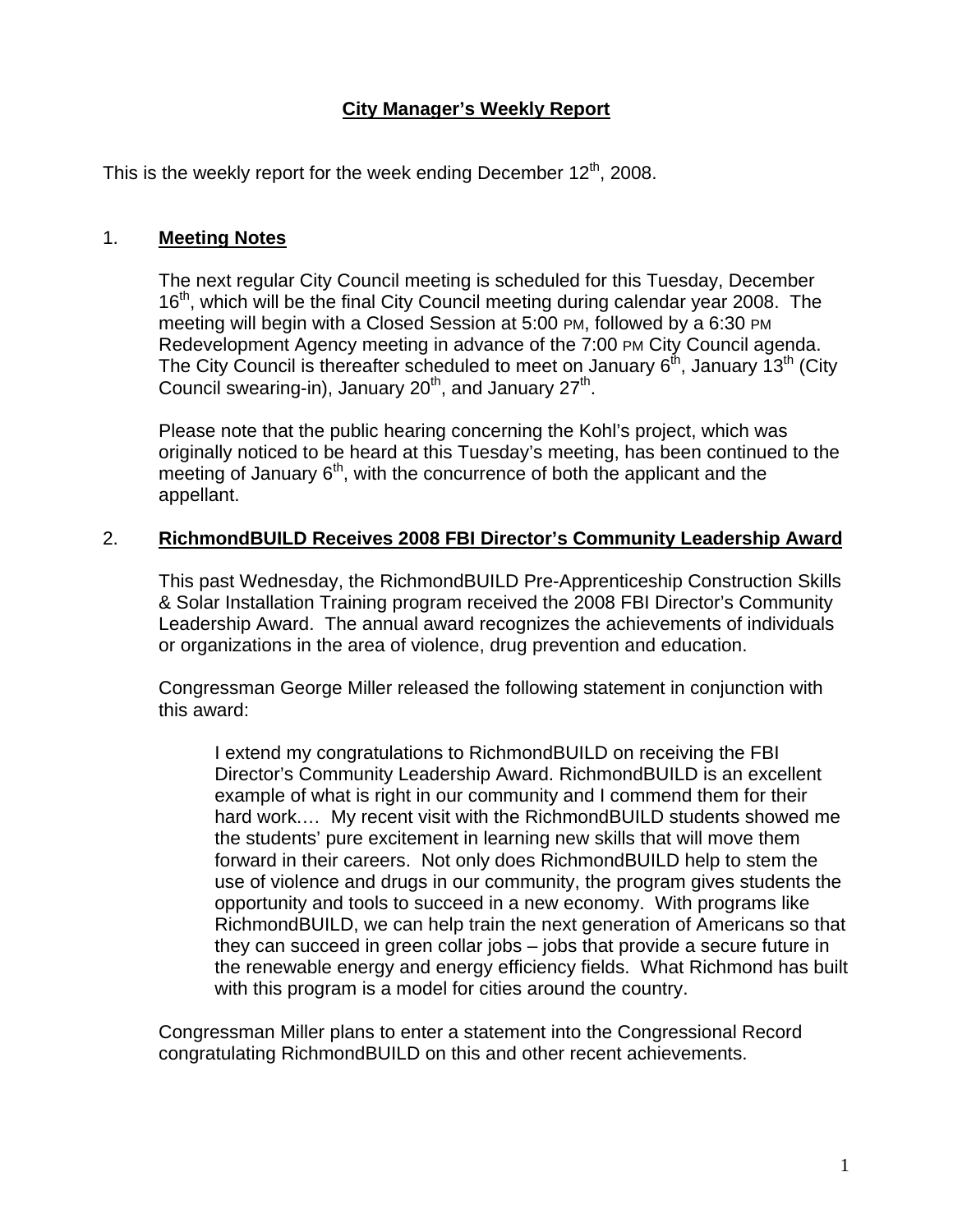# City Manager's Weekly Report

This is the weekly report for the week ending December 12th, 2008.

## 1. Meeting Notes

The next regular City Council meeting is scheduled for this Tuesday, December 16th, which will be the final City Council meeting during calendar year 2008. The meeting will begin with a Closed Session at 5:00 PM, followed by a 6:30 PM Redevelopment Agency meeting in advance of the 7:00 PM City Council agenda. The City Council is thereafter scheduled to meet on January 6th, January 13th (City Council swearing-in), January 20th, and January 27th.

Please note that the public hearing concerning the Kohl's project, which was originally noticed to be heard at this Tuesday's meeting, has been continued to the meeting of January 6th, with the concurrence of both the applicant and the appellant.

## 2. RichmondBUILD Receives 2008 FBI Director's Community Leadership Award

This past Wednesday, the RichmondBUILD Pre-Apprenticeship Construction Skills & Solar Installation Training program received the 2008 FBI Director's Community Leadership Award. The annual award recognizes the achievements of individuals or organizations in the area of violence, drug prevention and education.

Congressman George Miller released the following statement in conjunction with this award:

> I extend my congratulations to RichmondBUILD on receiving the FBI Director's Community Leadership Award. RichmondBUILD is an excellent example of what is right in our community and I commend them for their hard work…. My recent visit with the RichmondBUILD students showed me the students' pure excitement in learning new skills that will move them forward in their careers. Not only does RichmondBUILD help to stem the use of violence and drugs in our community, the program gives students the opportunity and tools to succeed in a new economy. With programs like RichmondBUILD, we can help train the next generation of Americans so that they can succeed in green collar jobs – jobs that provide a secure future in the renewable energy and energy efficiency fields. What Richmond has built with this program is a model for cities around the country.

Congressman Miller plans to enter a statement into the Congressional Record congratulating RichmondBUILD on this and other recent achievements.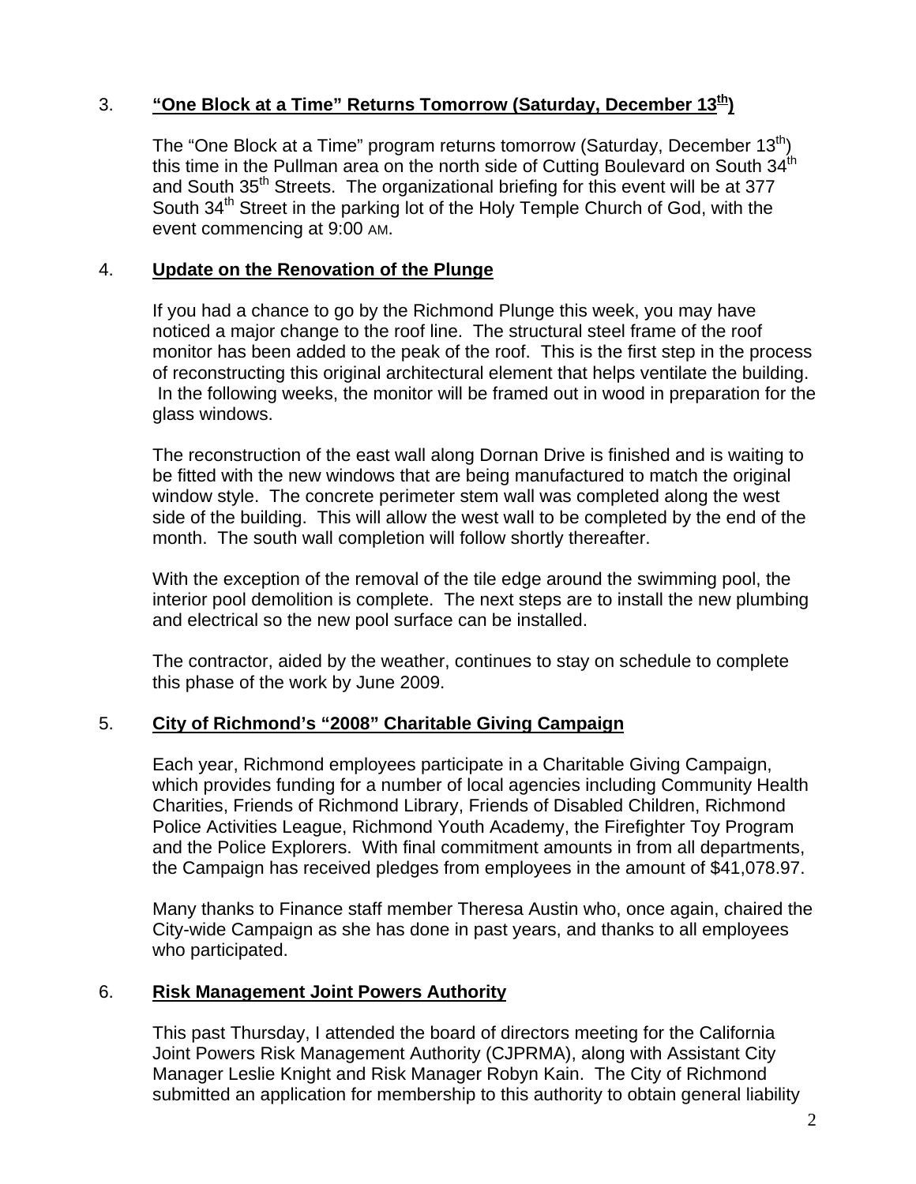3. **"One Block at a Time" Returns Tomorrow (Saturday, December 13th)**

   The "One Block at a Time" program returns tomorrow (Saturday, December 13th) this time in the Pullman area on the north side of Cutting Boulevard on South 34th and South 35th Streets. The organizational briefing for this event will be at 377 South 34th Street in the parking lot of the Holy Temple Church of God, with the event commencing at 9:00 AM.

4. **Update on the Renovation of the Plunge**

   If you had a chance to go by the Richmond Plunge this week, you may have noticed a major change to the roof line. The structural steel frame of the roof monitor has been added to the peak of the roof. This is the first step in the process of reconstructing this original architectural element that helps ventilate the building. In the following weeks, the monitor will be framed out in wood in preparation for the glass windows.

   The reconstruction of the east wall along Dornan Drive is finished and is waiting to be fitted with the new windows that are being manufactured to match the original window style. The concrete perimeter stem wall was completed along the west side of the building. This will allow the west wall to be completed by the end of the month. The south wall completion will follow shortly thereafter.

   With the exception of the removal of the tile edge around the swimming pool, the interior pool demolition is complete. The next steps are to install the new plumbing and electrical so the new pool surface can be installed.

   The contractor, aided by the weather, continues to stay on schedule to complete this phase of the work by June 2009.

5. **City of Richmond's "2008" Charitable Giving Campaign**

   Each year, Richmond employees participate in a Charitable Giving Campaign, which provides funding for a number of local agencies including Community Health Charities, Friends of Richmond Library, Friends of Disabled Children, Richmond Police Activities League, Richmond Youth Academy, the Firefighter Toy Program and the Police Explorers. With final commitment amounts in from all departments, the Campaign has received pledges from employees in the amount of $41,078.97.

   Many thanks to Finance staff member Theresa Austin who, once again, chaired the City-wide Campaign as she has done in past years, and thanks to all employees who participated.

6. **Risk Management Joint Powers Authority**

   This past Thursday, I attended the board of directors meeting for the California Joint Powers Risk Management Authority (CJPRMA), along with Assistant City Manager Leslie Knight and Risk Manager Robyn Kain. The City of Richmond submitted an application for membership to this authority to obtain general liability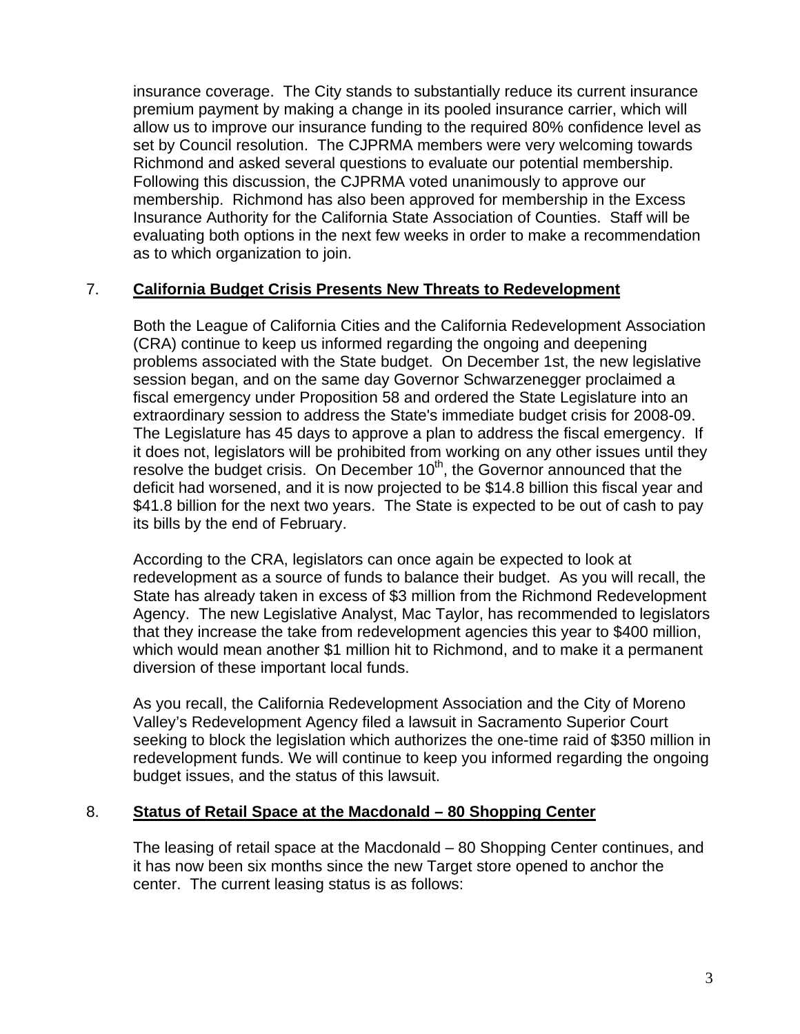insurance coverage. The City stands to substantially reduce its current insurance premium payment by making a change in its pooled insurance carrier, which will allow us to improve our insurance funding to the required 80% confidence level as set by Council resolution. The CJPRMA members were very welcoming towards Richmond and asked several questions to evaluate our potential membership. Following this discussion, the CJPRMA voted unanimously to approve our membership. Richmond has also been approved for membership in the Excess Insurance Authority for the California State Association of Counties. Staff will be evaluating both options in the next few weeks in order to make a recommendation as to which organization to join.

7. **California Budget Crisis Presents New Threats to Redevelopment**

Both the League of California Cities and the California Redevelopment Association (CRA) continue to keep us informed regarding the ongoing and deepening problems associated with the State budget. On December 1st, the new legislative session began, and on the same day Governor Schwarzenegger proclaimed a fiscal emergency under Proposition 58 and ordered the State Legislature into an extraordinary session to address the State's immediate budget crisis for 2008-09. The Legislature has 45 days to approve a plan to address the fiscal emergency. If it does not, legislators will be prohibited from working on any other issues until they resolve the budget crisis. On December 10th, the Governor announced that the deficit had worsened, and it is now projected to be $14.8 billion this fiscal year and $41.8 billion for the next two years. The State is expected to be out of cash to pay its bills by the end of February.

According to the CRA, legislators can once again be expected to look at redevelopment as a source of funds to balance their budget. As you will recall, the State has already taken in excess of $3 million from the Richmond Redevelopment Agency. The new Legislative Analyst, Mac Taylor, has recommended to legislators that they increase the take from redevelopment agencies this year to $400 million, which would mean another $1 million hit to Richmond, and to make it a permanent diversion of these important local funds.

As you recall, the California Redevelopment Association and the City of Moreno Valley's Redevelopment Agency filed a lawsuit in Sacramento Superior Court seeking to block the legislation which authorizes the one-time raid of $350 million in redevelopment funds. We will continue to keep you informed regarding the ongoing budget issues, and the status of this lawsuit.

8. **Status of Retail Space at the Macdonald – 80 Shopping Center**

The leasing of retail space at the Macdonald – 80 Shopping Center continues, and it has now been six months since the new Target store opened to anchor the center. The current leasing status is as follows: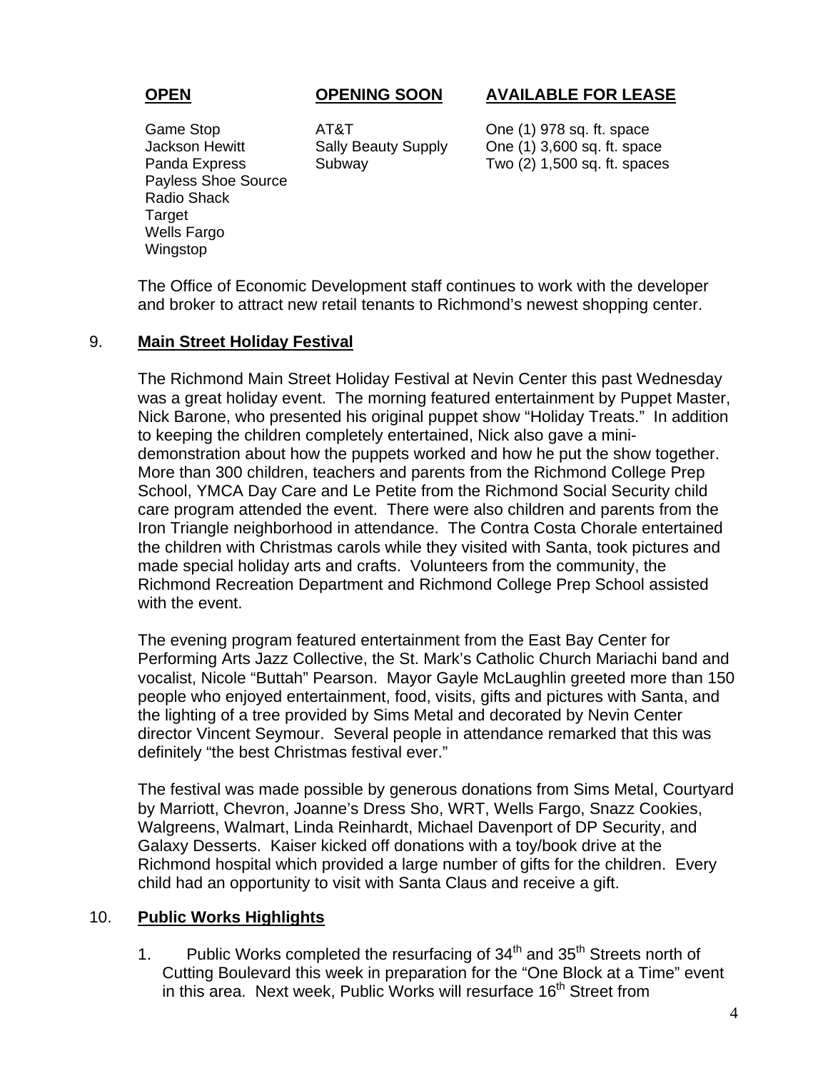| **OPEN** | **OPENING SOON** | **AVAILABLE FOR LEASE** |
| --- | --- | --- |
| Game Stop | AT&T | One (1) 978 sq. ft. space |
| Jackson Hewitt | Sally Beauty Supply | One (1) 3,600 sq. ft. space |
| Panda Express | Subway | Two (2) 1,500 sq. ft. spaces |
| Payless Shoe Source | | |
| Radio Shack | | |
| Target | | |
| Wells Fargo | | |
| Wingstop | | |

The Office of Economic Development staff continues to work with the developer and broker to attract new retail tenants to Richmond's newest shopping center.

## 9. **Main Street Holiday Festival**

The Richmond Main Street Holiday Festival at Nevin Center this past Wednesday was a great holiday event. The morning featured entertainment by Puppet Master, Nick Barone, who presented his original puppet show "Holiday Treats." In addition to keeping the children completely entertained, Nick also gave a mini-demonstration about how the puppets worked and how he put the show together. More than 300 children, teachers and parents from the Richmond College Prep School, YMCA Day Care and Le Petite from the Richmond Social Security child care program attended the event. There were also children and parents from the Iron Triangle neighborhood in attendance. The Contra Costa Chorale entertained the children with Christmas carols while they visited with Santa, took pictures and made special holiday arts and crafts. Volunteers from the community, the Richmond Recreation Department and Richmond College Prep School assisted with the event.

The evening program featured entertainment from the East Bay Center for Performing Arts Jazz Collective, the St. Mark's Catholic Church Mariachi band and vocalist, Nicole "Buttah" Pearson. Mayor Gayle McLaughlin greeted more than 150 people who enjoyed entertainment, food, visits, gifts and pictures with Santa, and the lighting of a tree provided by Sims Metal and decorated by Nevin Center director Vincent Seymour. Several people in attendance remarked that this was definitely "the best Christmas festival ever."

The festival was made possible by generous donations from Sims Metal, Courtyard by Marriott, Chevron, Joanne's Dress Sho, WRT, Wells Fargo, Snazz Cookies, Walgreens, Walmart, Linda Reinhardt, Michael Davenport of DP Security, and Galaxy Desserts. Kaiser kicked off donations with a toy/book drive at the Richmond hospital which provided a large number of gifts for the children. Every child had an opportunity to visit with Santa Claus and receive a gift.

## 10. **Public Works Highlights**

1. Public Works completed the resurfacing of 34th and 35th Streets north of Cutting Boulevard this week in preparation for the "One Block at a Time" event in this area. Next week, Public Works will resurface 16th Street from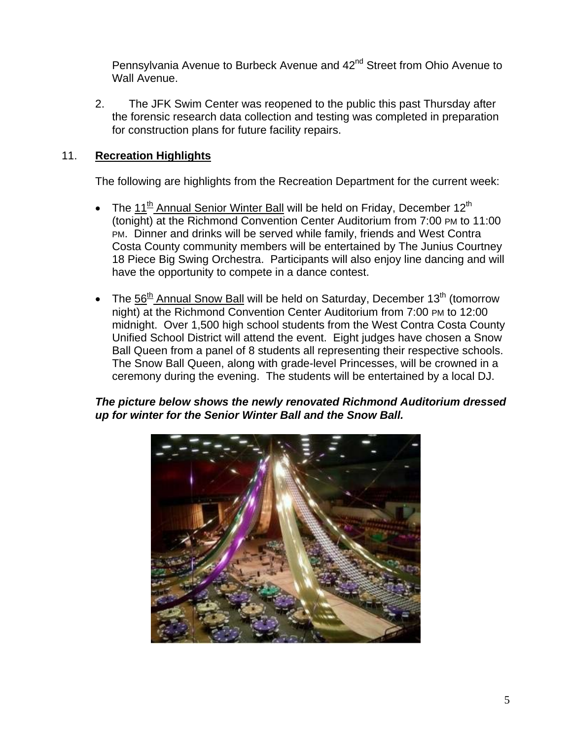Pennsylvania Avenue to Burbeck Avenue and 42nd Street from Ohio Avenue to Wall Avenue.

2. The JFK Swim Center was reopened to the public this past Thursday after the forensic research data collection and testing was completed in preparation for construction plans for future facility repairs.

## 11. **Recreation Highlights**

The following are highlights from the Recreation Department for the current week:

- The 11th Annual Senior Winter Ball will be held on Friday, December 12th (tonight) at the Richmond Convention Center Auditorium from 7:00 PM to 11:00 PM. Dinner and drinks will be served while family, friends and West Contra Costa County community members will be entertained by The Junius Courtney 18 Piece Big Swing Orchestra. Participants will also enjoy line dancing and will have the opportunity to compete in a dance contest.

- The 56th Annual Snow Ball will be held on Saturday, December 13th (tomorrow night) at the Richmond Convention Center Auditorium from 7:00 PM to 12:00 midnight. Over 1,500 high school students from the West Contra Costa County Unified School District will attend the event. Eight judges have chosen a Snow Ball Queen from a panel of 8 students all representing their respective schools. The Snow Ball Queen, along with grade-level Princesses, will be crowned in a ceremony during the evening. The students will be entertained by a local DJ.

***The picture below shows the newly renovated Richmond Auditorium dressed up for winter for the Senior Winter Ball and the Snow Ball.***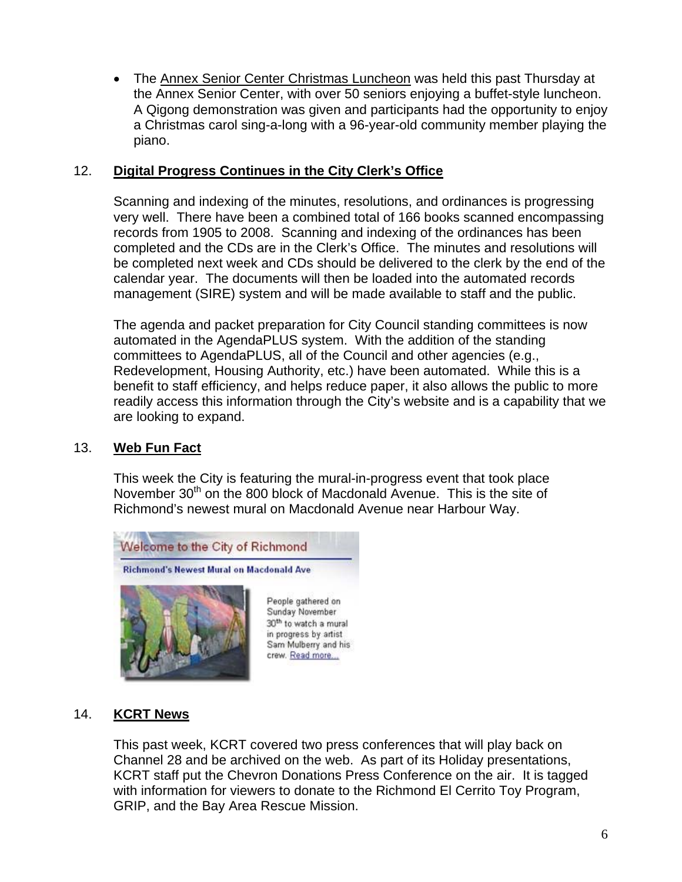- The Annex Senior Center Christmas Luncheon was held this past Thursday at the Annex Senior Center, with over 50 seniors enjoying a buffet-style luncheon. A Qigong demonstration was given and participants had the opportunity to enjoy a Christmas carol sing-a-long with a 96-year-old community member playing the piano.

## 12. **Digital Progress Continues in the City Clerk's Office**

Scanning and indexing of the minutes, resolutions, and ordinances is progressing very well. There have been a combined total of 166 books scanned encompassing records from 1905 to 2008. Scanning and indexing of the ordinances has been completed and the CDs are in the Clerk's Office. The minutes and resolutions will be completed next week and CDs should be delivered to the clerk by the end of the calendar year. The documents will then be loaded into the automated records management (SIRE) system and will be made available to staff and the public.

The agenda and packet preparation for City Council standing committees is now automated in the AgendaPLUS system. With the addition of the standing committees to AgendaPLUS, all of the Council and other agencies (e.g., Redevelopment, Housing Authority, etc.) have been automated. While this is a benefit to staff efficiency, and helps reduce paper, it also allows the public to more readily access this information through the City's website and is a capability that we are looking to expand.

## 13. **Web Fun Fact**

This week the City is featuring the mural-in-progress event that took place November 30th on the 800 block of Macdonald Avenue. This is the site of Richmond's newest mural on Macdonald Avenue near Harbour Way.

Welcome to the City of Richmond

**Richmond's Newest Mural on Macdonald Ave**

People gathered on Sunday November 30th to watch a mural in progress by artist Sam Mulberry and his crew. Read more...

## 14. **KCRT News**

This past week, KCRT covered two press conferences that will play back on Channel 28 and be archived on the web. As part of its Holiday presentations, KCRT staff put the Chevron Donations Press Conference on the air. It is tagged with information for viewers to donate to the Richmond El Cerrito Toy Program, GRIP, and the Bay Area Rescue Mission.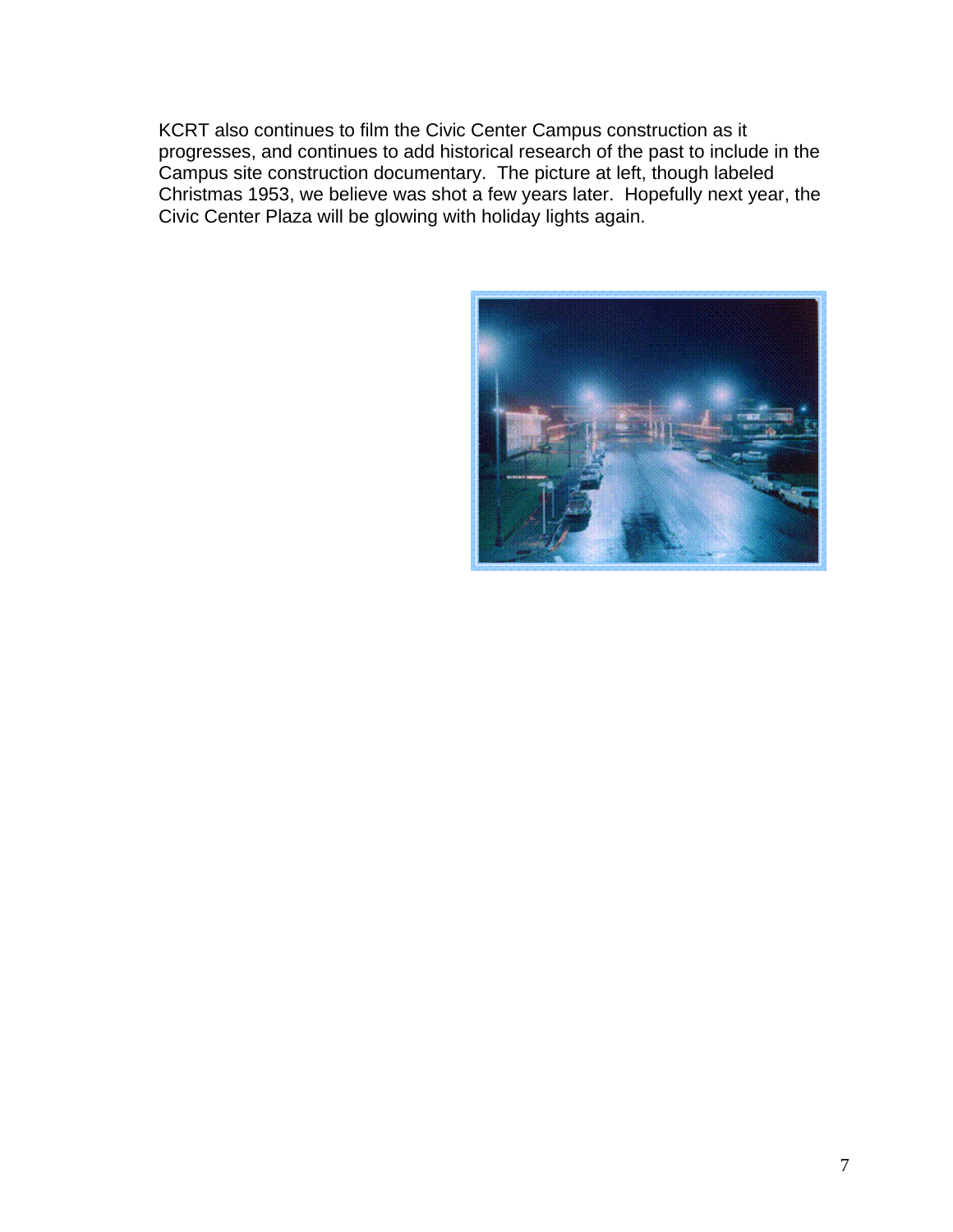KCRT also continues to film the Civic Center Campus construction as it progresses, and continues to add historical research of the past to include in the Campus site construction documentary. The picture at left, though labeled Christmas 1953, we believe was shot a few years later. Hopefully next year, the Civic Center Plaza will be glowing with holiday lights again.